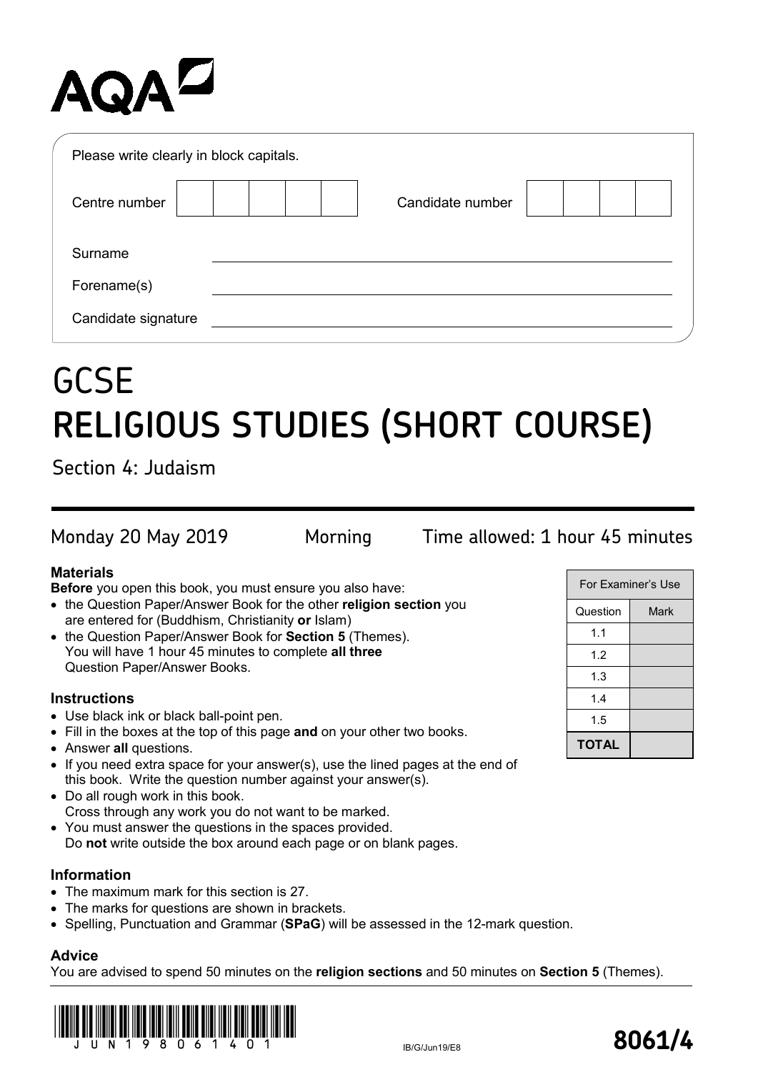AQA

Please write clearly in block capitals.

| Centre number | | | | | | Candidate number | | | | |
|---|---|---|---|---|---|---|---|---|---|---|

Surname

Forename(s)

Candidate signature

# GCSE
# RELIGIOUS STUDIES (SHORT COURSE)

## Section 4: Judaism

Monday 20 May 2019 Morning Time allowed: 1 hour 45 minutes

### Materials

**Before** you open this book, you must ensure you also have:

- the Question Paper/Answer Book for the other **religion section** you are entered for (Buddhism, Christianity **or** Islam)
- the Question Paper/Answer Book for **Section 5** (Themes). You will have 1 hour 45 minutes to complete **all three** Question Paper/Answer Books.

### Instructions

- Use black ink or black ball-point pen.
- Fill in the boxes at the top of this page **and** on your other two books.
- Answer **all** questions.
- If you need extra space for your answer(s), use the lined pages at the end of this book. Write the question number against your answer(s).
- Do all rough work in this book. Cross through any work you do not want to be marked.
- You must answer the questions in the spaces provided. Do **not** write outside the box around each page or on blank pages.

### Information

- The maximum mark for this section is 27.
- The marks for questions are shown in brackets.
- Spelling, Punctuation and Grammar (**SPaG**) will be assessed in the 12-mark question.

### Advice

You are advised to spend 50 minutes on the **religion sections** and 50 minutes on **Section 5** (Themes).

| For Examiner's Use | |
|---|---|
| Question | Mark |
| 1.1 | |
| 1.2 | |
| 1.3 | |
| 1.4 | |
| 1.5 | |
| **TOTAL** | |

JUN1980614O1

IB/G/Jun19/E8

**8061/4**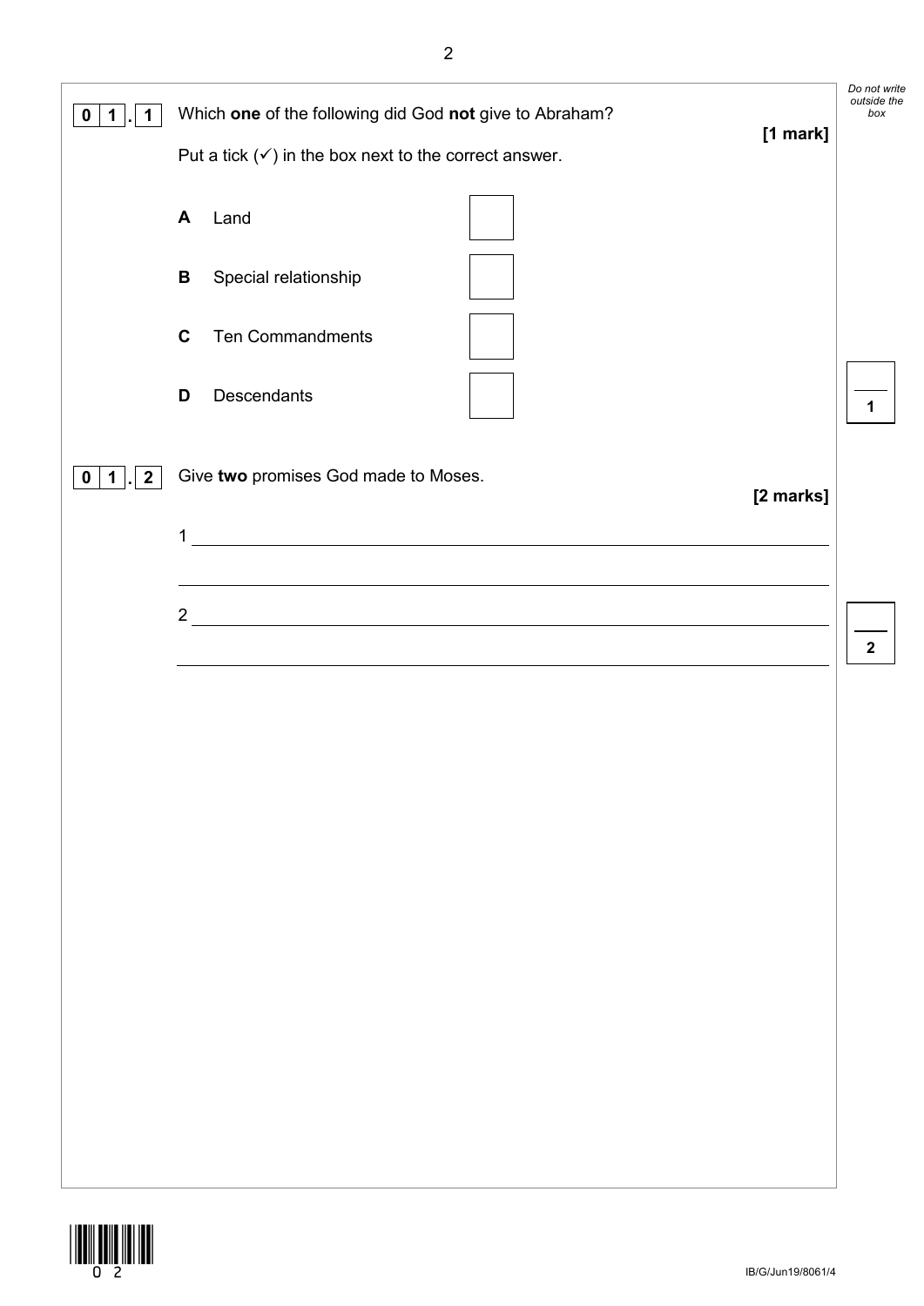**0 1 . 1** Which **one** of the following did God **not** give to Abraham?

**[1 mark]**

Put a tick (✓) in the box next to the correct answer.

- **A** Land ☐
- **B** Special relationship ☐
- **C** Ten Commandments ☐
- **D** Descendants ☐

**0 1 . 2** Give **two** promises God made to Moses.

**[2 marks]**

1 ______________________________________________________________

______________________________________________________________

2 ______________________________________________________________

______________________________________________________________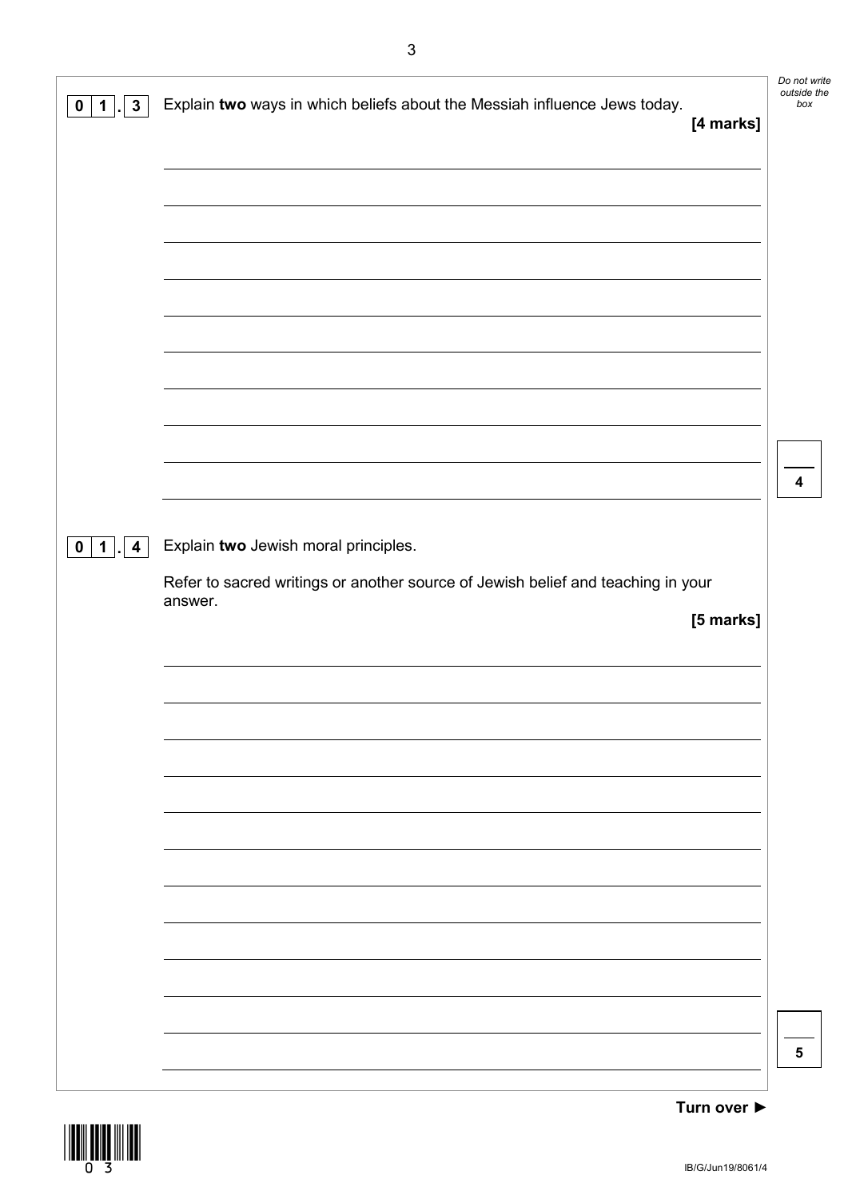**0 1 . 3** Explain **two** ways in which beliefs about the Messiah influence Jews today.

**[4 marks]**

**0 1 . 4** Explain **two** Jewish moral principles.

Refer to sacred writings or another source of Jewish belief and teaching in your answer.

**[5 marks]**

**Turn over ►**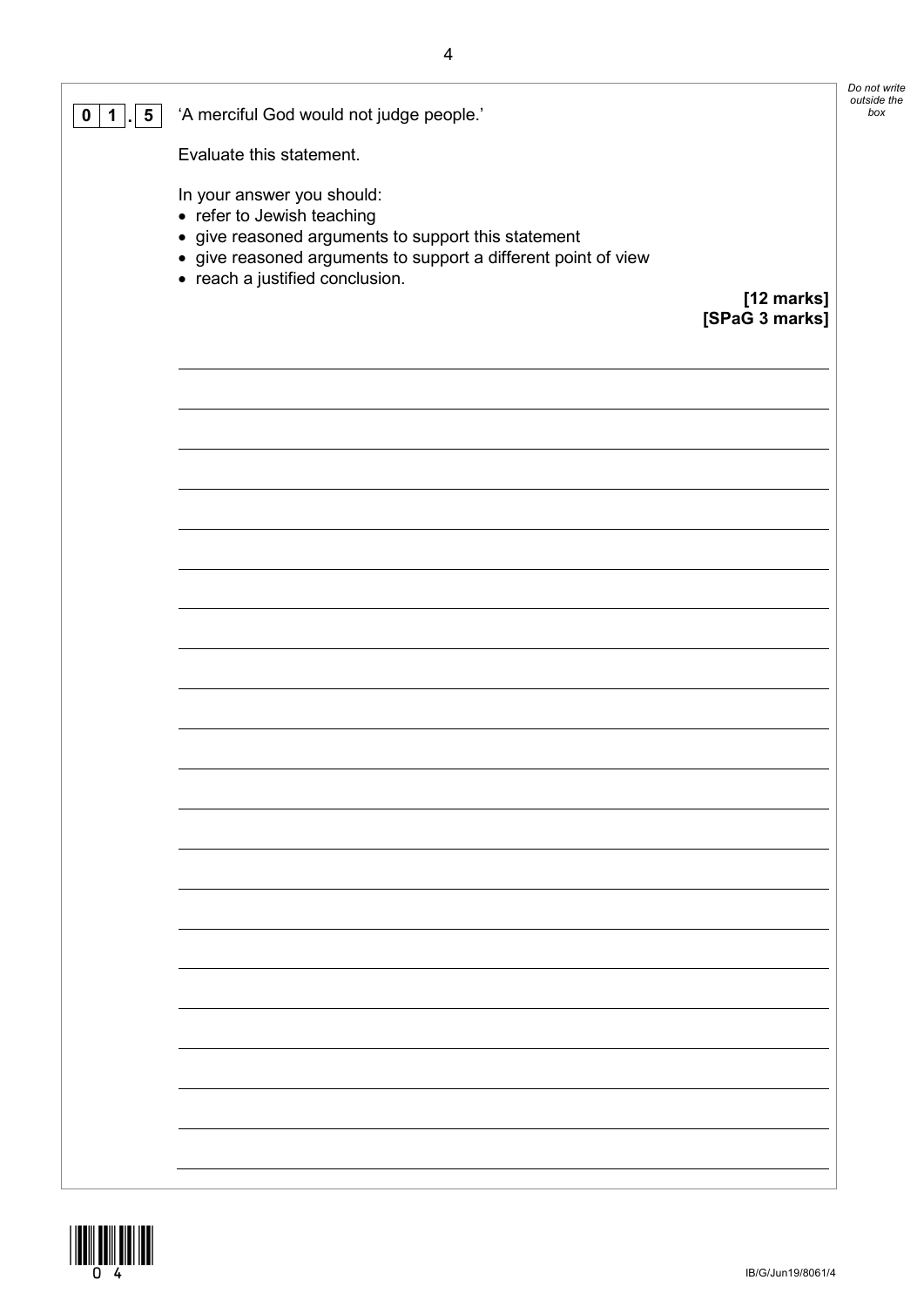**0 1 . 5** 'A merciful God would not judge people.'

Evaluate this statement.

In your answer you should:
- refer to Jewish teaching
- give reasoned arguments to support this statement
- give reasoned arguments to support a different point of view
- reach a justified conclusion.

**[12 marks]**
**[SPaG 3 marks]**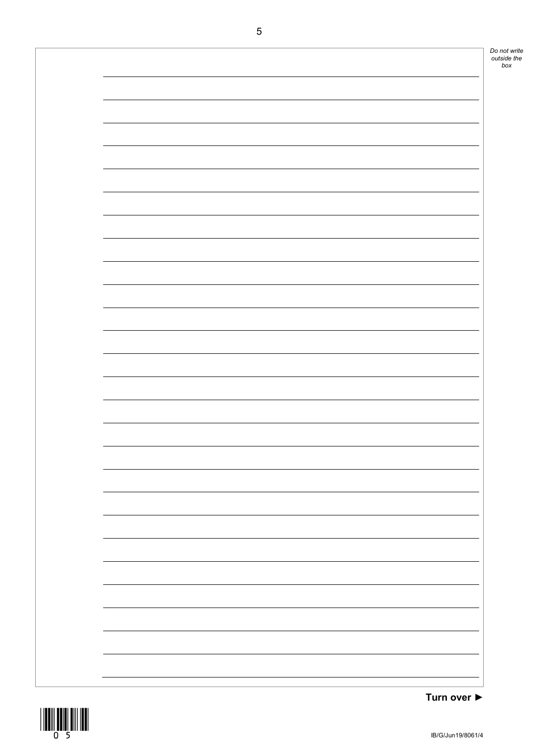Turn over ►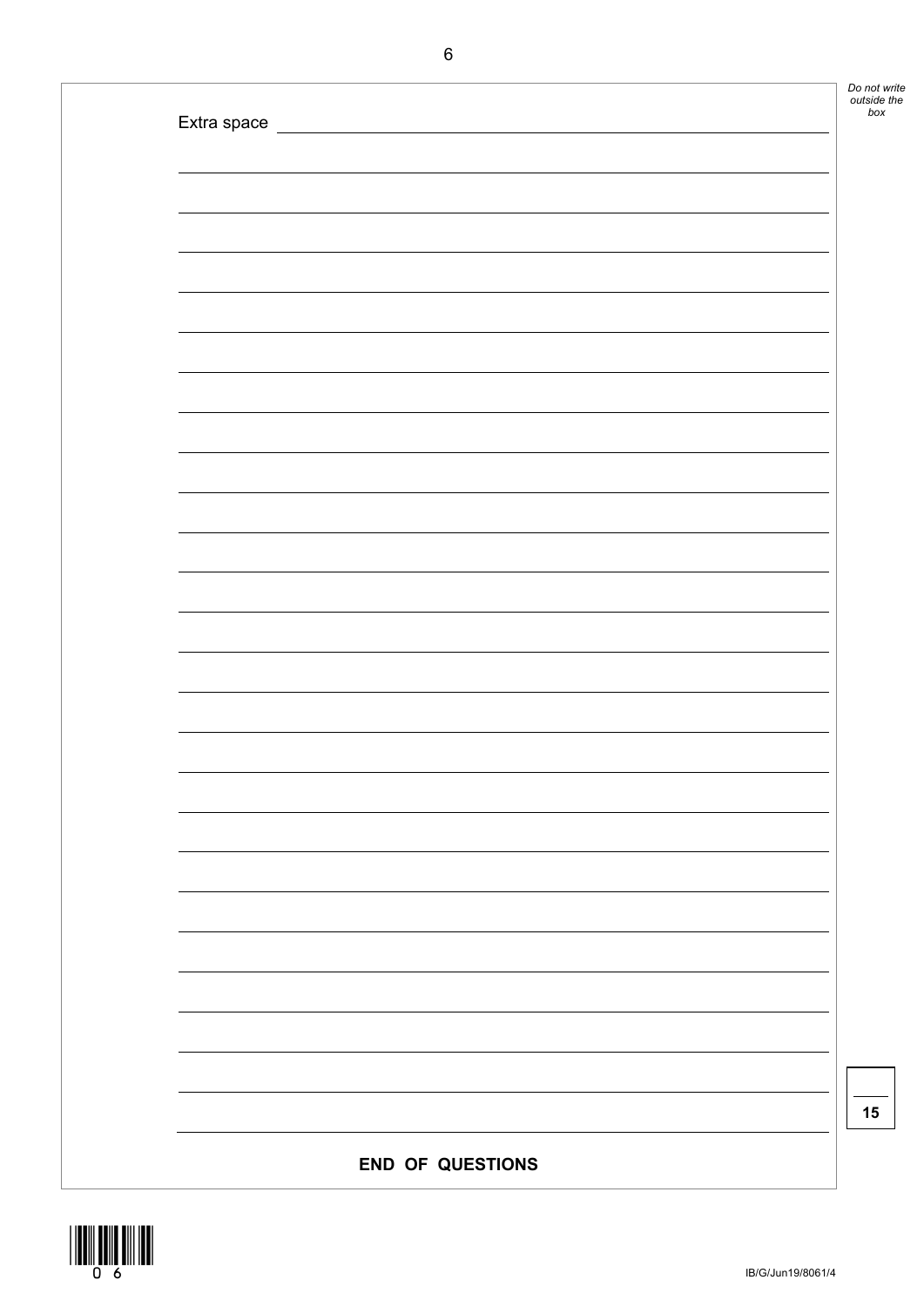Extra space

**END OF QUESTIONS**

15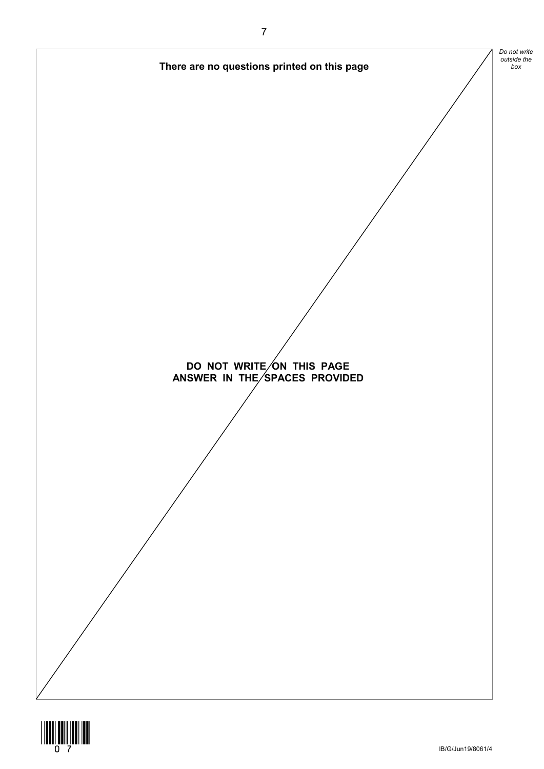**There are no questions printed on this page**

**DO NOT WRITE ON THIS PAGE**
**ANSWER IN THE SPACES PROVIDED**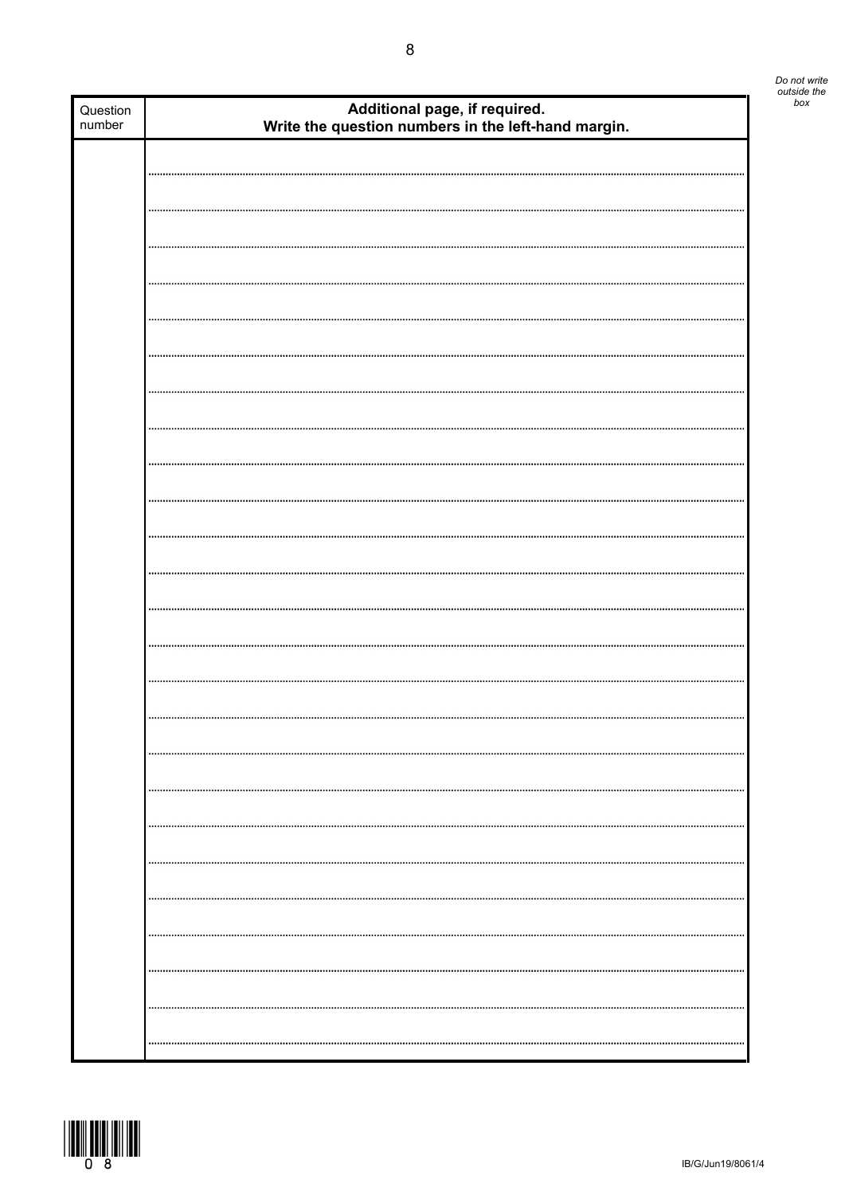| Question number | Additional page, if required. Write the question numbers in the left-hand margin. |
| --- | --- |
| | |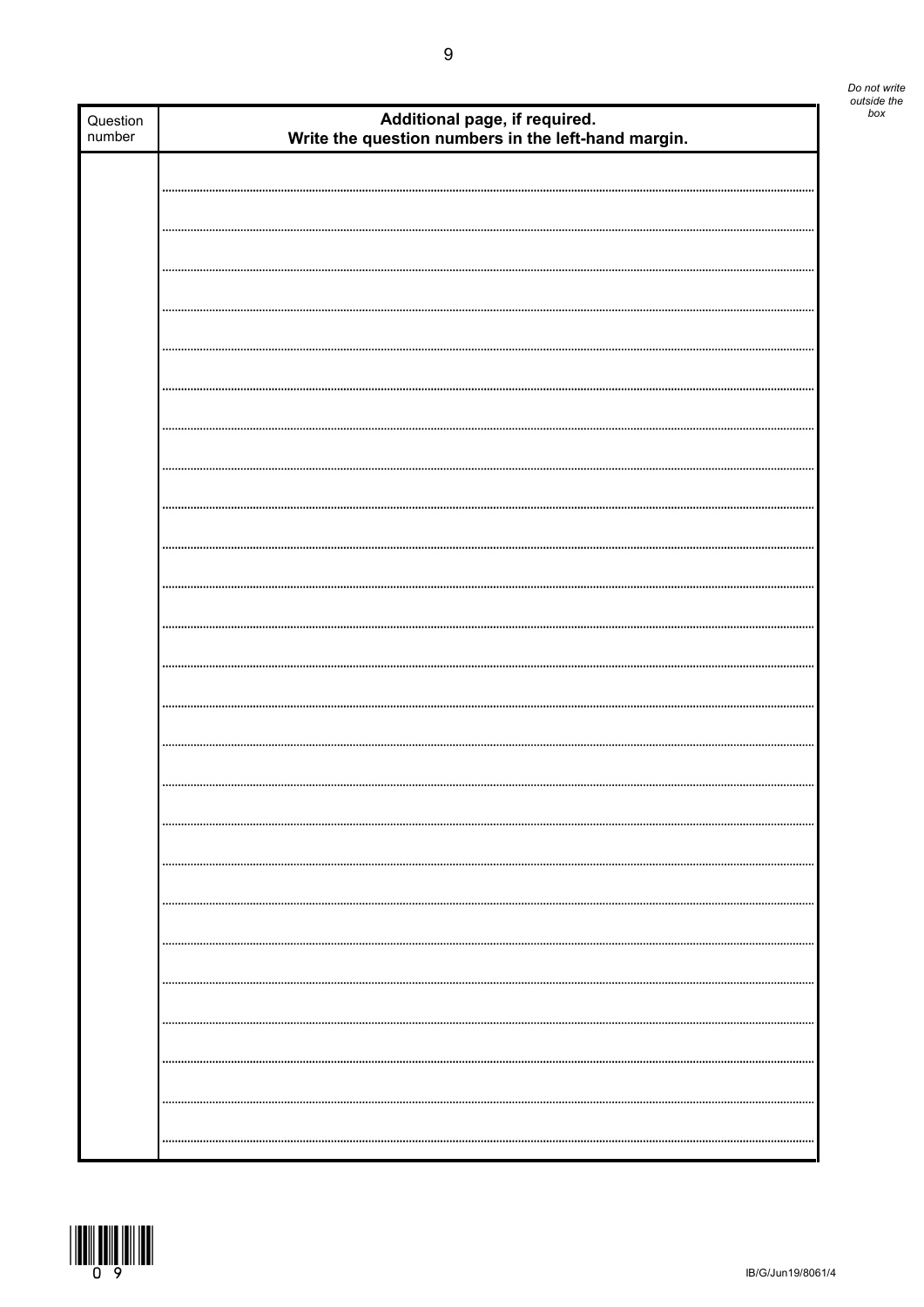| Question number | Additional page, if required. Write the question numbers in the left-hand margin. |
| --- | --- |
| | |

*Do not write outside the box*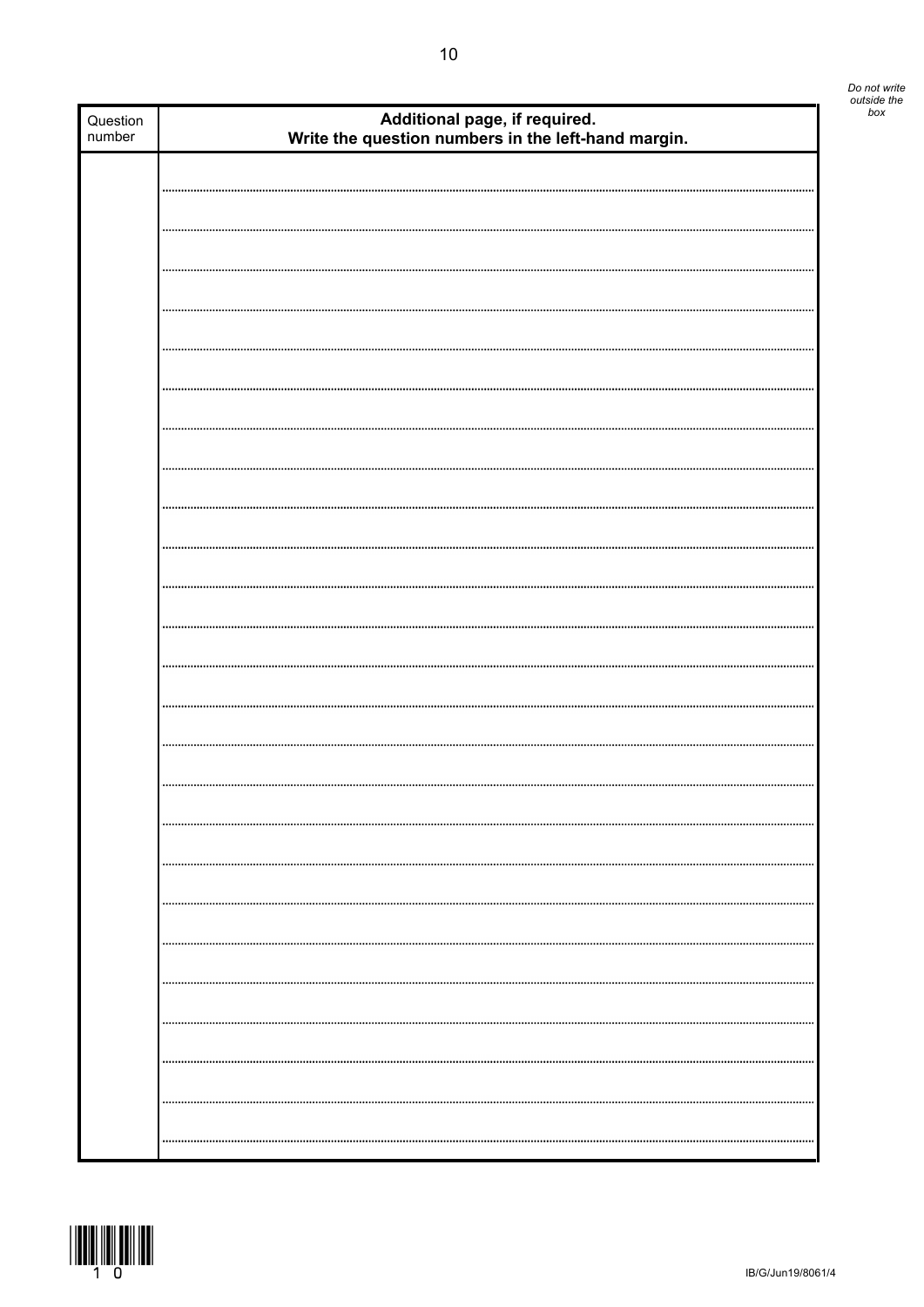| Question number | Additional page, if required. Write the question numbers in the left-hand margin. |
| --- | --- |
| | |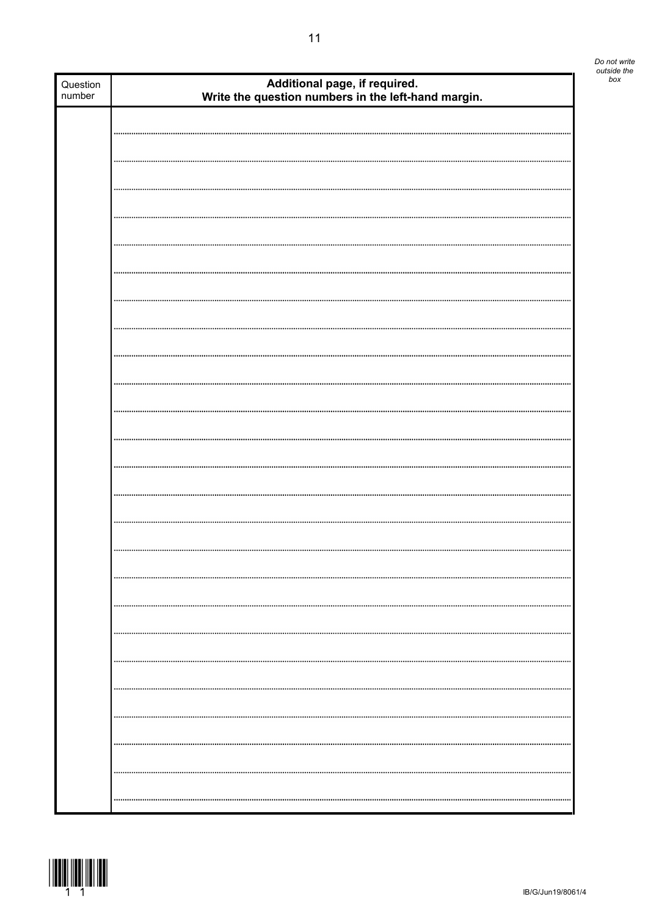| Question number | Additional page, if required. Write the question numbers in the left-hand margin. |
| --- | --- |
| | |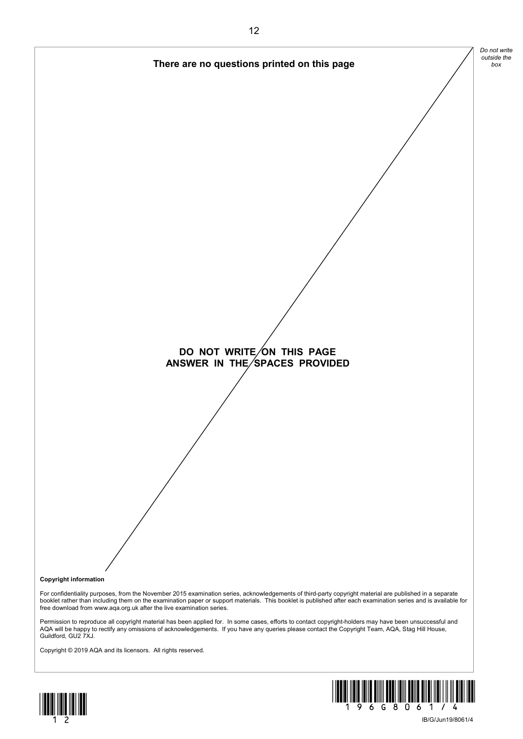**There are no questions printed on this page**

**DO NOT WRITE ON THIS PAGE**
**ANSWER IN THE SPACES PROVIDED**

**Copyright information**

For confidentiality purposes, from the November 2015 examination series, acknowledgements of third-party copyright material are published in a separate booklet rather than including them on the examination paper or support materials. This booklet is published after each examination series and is available for free download from www.aqa.org.uk after the live examination series.

Permission to reproduce all copyright material has been applied for. In some cases, efforts to contact copyright-holders may have been unsuccessful and AQA will be happy to rectify any omissions of acknowledgements. If you have any queries please contact the Copyright Team, AQA, Stag Hill House, Guildford, GU2 7XJ.

Copyright © 2019 AQA and its licensors. All rights reserved.